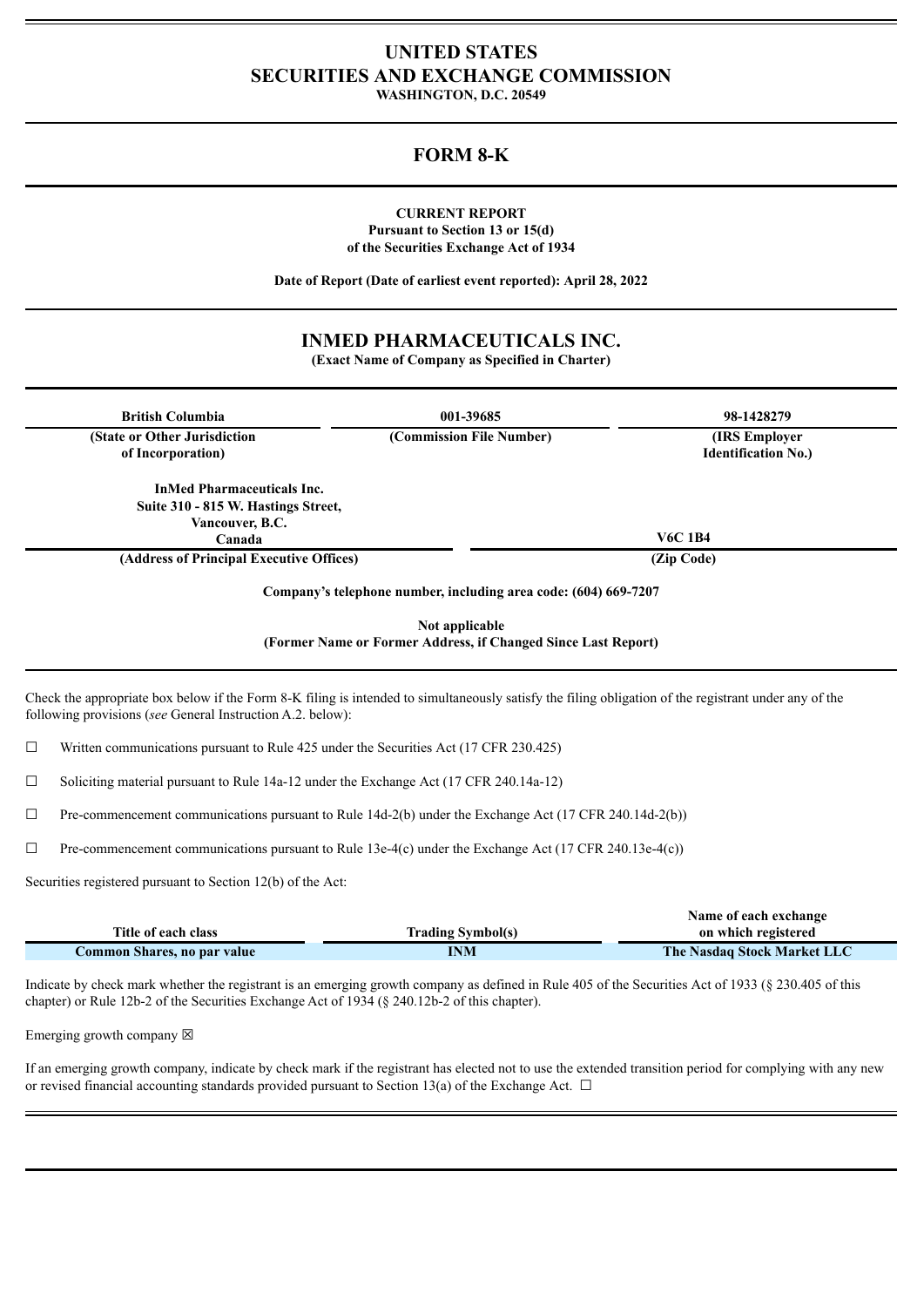# UNITED STATES
# SECURITIES AND EXCHANGE COMMISSION

**WASHINGTON, D.C. 20549**

## FORM 8-K

**CURRENT REPORT**
**Pursuant to Section 13 or 15(d)**
**of the Securities Exchange Act of 1934**

**Date of Report (Date of earliest event reported): April 28, 2022**

## INMED PHARMACEUTICALS INC.

**(Exact Name of Company as Specified in Charter)**

| British Columbia | 001-39685 | 98-1428279 |
|---|---|---|
| (State or Other Jurisdiction of Incorporation) | (Commission File Number) | (IRS Employer Identification No.) |

| InMed Pharmaceuticals Inc.<br>Suite 310 - 815 W. Hastings Street,<br>Vancouver, B.C.<br>Canada | V6C 1B4 |
|---|---|
| (Address of Principal Executive Offices) | (Zip Code) |

**Company's telephone number, including area code: (604) 669-7207**

**Not applicable**
**(Former Name or Former Address, if Changed Since Last Report)**

Check the appropriate box below if the Form 8-K filing is intended to simultaneously satisfy the filing obligation of the registrant under any of the following provisions (*see* General Instruction A.2. below):

☐ Written communications pursuant to Rule 425 under the Securities Act (17 CFR 230.425)

☐ Soliciting material pursuant to Rule 14a-12 under the Exchange Act (17 CFR 240.14a-12)

☐ Pre-commencement communications pursuant to Rule 14d-2(b) under the Exchange Act (17 CFR 240.14d-2(b))

☐ Pre-commencement communications pursuant to Rule 13e-4(c) under the Exchange Act (17 CFR 240.13e-4(c))

Securities registered pursuant to Section 12(b) of the Act:

| Title of each class | Trading Symbol(s) | Name of each exchange on which registered |
|---|---|---|
| Common Shares, no par value | INM | The Nasdaq Stock Market LLC |

Indicate by check mark whether the registrant is an emerging growth company as defined in Rule 405 of the Securities Act of 1933 (§ 230.405 of this chapter) or Rule 12b-2 of the Securities Exchange Act of 1934 (§ 240.12b-2 of this chapter).

Emerging growth company ☒

If an emerging growth company, indicate by check mark if the registrant has elected not to use the extended transition period for complying with any new or revised financial accounting standards provided pursuant to Section 13(a) of the Exchange Act. ☐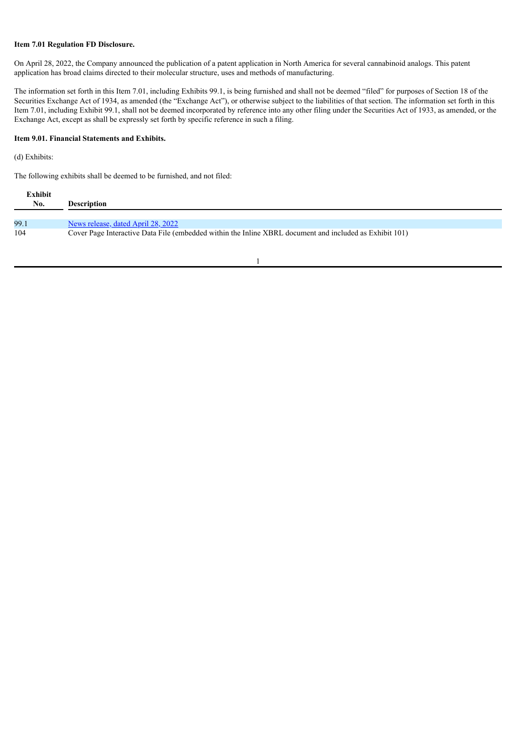**Item 7.01 Regulation FD Disclosure.**

On April 28, 2022, the Company announced the publication of a patent application in North America for several cannabinoid analogs. This patent application has broad claims directed to their molecular structure, uses and methods of manufacturing.

The information set forth in this Item 7.01, including Exhibits 99.1, is being furnished and shall not be deemed "filed" for purposes of Section 18 of the Securities Exchange Act of 1934, as amended (the "Exchange Act"), or otherwise subject to the liabilities of that section. The information set forth in this Item 7.01, including Exhibit 99.1, shall not be deemed incorporated by reference into any other filing under the Securities Act of 1933, as amended, or the Exchange Act, except as shall be expressly set forth by specific reference in such a filing.

**Item 9.01. Financial Statements and Exhibits.**

(d) Exhibits:

The following exhibits shall be deemed to be furnished, and not filed:

| Exhibit No. | Description |
| --- | --- |
| 99.1 | News release, dated April 28, 2022 |
| 104 | Cover Page Interactive Data File (embedded within the Inline XBRL document and included as Exhibit 101) |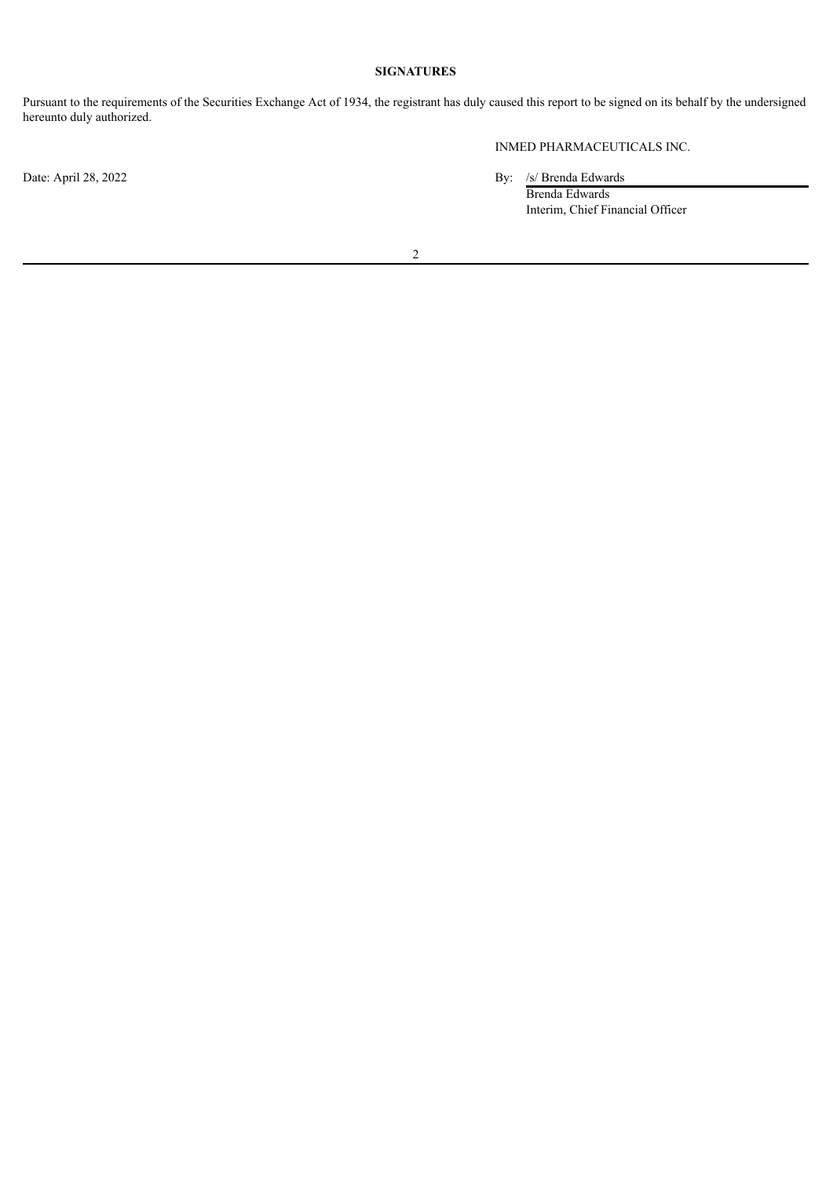**SIGNATURES**

Pursuant to the requirements of the Securities Exchange Act of 1934, the registrant has duly caused this report to be signed on its behalf by the undersigned hereunto duly authorized.

INMED PHARMACEUTICALS INC.

Date: April 28, 2022

By: /s/ Brenda Edwards
Brenda Edwards
Interim, Chief Financial Officer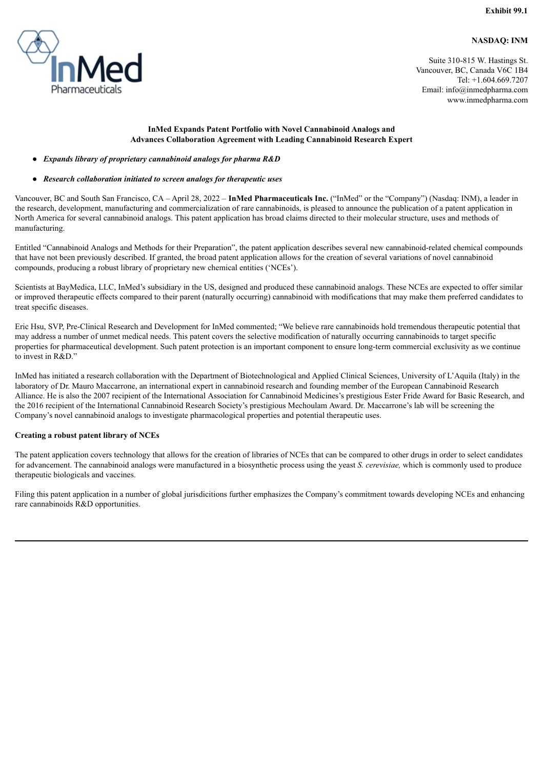Exhibit 99.1

**NASDAQ: INM**

Suite 310-815 W. Hastings St.
Vancouver, BC, Canada V6C 1B4
Tel: +1.604.669.7207
Email: info@inmedpharma.com
www.inmedpharma.com

**InMed Expands Patent Portfolio with Novel Cannabinoid Analogs and Advances Collaboration Agreement with Leading Cannabinoid Research Expert**

- ***Expands library of proprietary cannabinoid analogs for pharma R&D***
- ***Research collaboration initiated to screen analogs for therapeutic uses***

Vancouver, BC and South San Francisco, CA – April 28, 2022 – **InMed Pharmaceuticals Inc.** ("InMed" or the "Company") (Nasdaq: INM), a leader in the research, development, manufacturing and commercialization of rare cannabinoids, is pleased to announce the publication of a patent application in North America for several cannabinoid analogs. This patent application has broad claims directed to their molecular structure, uses and methods of manufacturing.

Entitled "Cannabinoid Analogs and Methods for their Preparation", the patent application describes several new cannabinoid-related chemical compounds that have not been previously described. If granted, the broad patent application allows for the creation of several variations of novel cannabinoid compounds, producing a robust library of proprietary new chemical entities ('NCEs').

Scientists at BayMedica, LLC, InMed's subsidiary in the US, designed and produced these cannabinoid analogs. These NCEs are expected to offer similar or improved therapeutic effects compared to their parent (naturally occurring) cannabinoid with modifications that may make them preferred candidates to treat specific diseases.

Eric Hsu, SVP, Pre-Clinical Research and Development for InMed commented; "We believe rare cannabinoids hold tremendous therapeutic potential that may address a number of unmet medical needs. This patent covers the selective modification of naturally occurring cannabinoids to target specific properties for pharmaceutical development. Such patent protection is an important component to ensure long-term commercial exclusivity as we continue to invest in R&D."

InMed has initiated a research collaboration with the Department of Biotechnological and Applied Clinical Sciences, University of L'Aquila (Italy) in the laboratory of Dr. Mauro Maccarrone, an international expert in cannabinoid research and founding member of the European Cannabinoid Research Alliance. He is also the 2007 recipient of the International Association for Cannabinoid Medicines's prestigious Ester Fride Award for Basic Research, and the 2016 recipient of the International Cannabinoid Research Society's prestigious Mechoulam Award. Dr. Maccarrone's lab will be screening the Company's novel cannabinoid analogs to investigate pharmacological properties and potential therapeutic uses.

**Creating a robust patent library of NCEs**

The patent application covers technology that allows for the creation of libraries of NCEs that can be compared to other drugs in order to select candidates for advancement. The cannabinoid analogs were manufactured in a biosynthetic process using the yeast *S. cerevisiae,* which is commonly used to produce therapeutic biologicals and vaccines.

Filing this patent application in a number of global jurisdicitions further emphasizes the Company's commitment towards developing NCEs and enhancing rare cannabinoids R&D opportunities.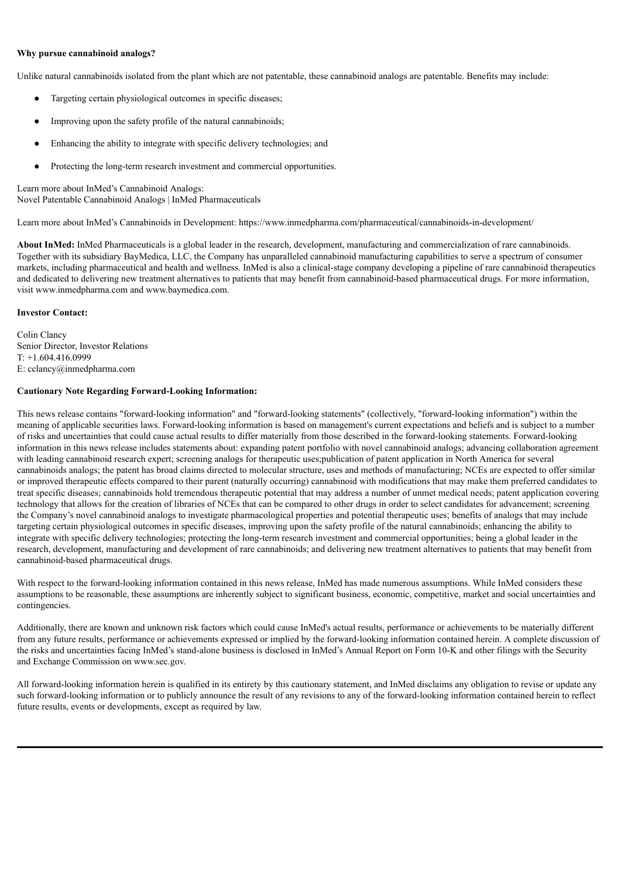**Why pursue cannabinoid analogs?**

Unlike natural cannabinoids isolated from the plant which are not patentable, these cannabinoid analogs are patentable. Benefits may include:

- Targeting certain physiological outcomes in specific diseases;
- Improving upon the safety profile of the natural cannabinoids;
- Enhancing the ability to integrate with specific delivery technologies; and
- Protecting the long-term research investment and commercial opportunities.

Learn more about InMed's Cannabinoid Analogs:
Novel Patentable Cannabinoid Analogs | InMed Pharmaceuticals

Learn more about InMed's Cannabinoids in Development: https://www.inmedpharma.com/pharmaceutical/cannabinoids-in-development/

**About InMed:** InMed Pharmaceuticals is a global leader in the research, development, manufacturing and commercialization of rare cannabinoids. Together with its subsidiary BayMedica, LLC, the Company has unparalleled cannabinoid manufacturing capabilities to serve a spectrum of consumer markets, including pharmaceutical and health and wellness. InMed is also a clinical-stage company developing a pipeline of rare cannabinoid therapeutics and dedicated to delivering new treatment alternatives to patients that may benefit from cannabinoid-based pharmaceutical drugs. For more information, visit www.inmedpharma.com and www.baymedica.com.

**Investor Contact:**

Colin Clancy
Senior Director, Investor Relations
T: +1.604.416.0999
E: cclancy@inmedpharma.com

**Cautionary Note Regarding Forward-Looking Information:**

This news release contains "forward-looking information" and "forward-looking statements" (collectively, "forward-looking information") within the meaning of applicable securities laws. Forward-looking information is based on management's current expectations and beliefs and is subject to a number of risks and uncertainties that could cause actual results to differ materially from those described in the forward-looking statements. Forward-looking information in this news release includes statements about: expanding patent portfolio with novel cannabinoid analogs; advancing collaboration agreement with leading cannabinoid research expert; screening analogs for therapeutic uses;publication of patent application in North America for several cannabinoids analogs; the patent has broad claims directed to molecular structure, uses and methods of manufacturing; NCEs are expected to offer similar or improved therapeutic effects compared to their parent (naturally occurring) cannabinoid with modifications that may make them preferred candidates to treat specific diseases; cannabinoids hold tremendous therapeutic potential that may address a number of unmet medical needs; patent application covering technology that allows for the creation of libraries of NCEs that can be compared to other drugs in order to select candidates for advancement; screening the Company's novel cannabinoid analogs to investigate pharmacological properties and potential therapeutic uses; benefits of analogs that may include targeting certain physiological outcomes in specific diseases, improving upon the safety profile of the natural cannabinoids; enhancing the ability to integrate with specific delivery technologies; protecting the long-term research investment and commercial opportunities; being a global leader in the research, development, manufacturing and development of rare cannabinoids; and delivering new treatment alternatives to patients that may benefit from cannabinoid-based pharmaceutical drugs.

With respect to the forward-looking information contained in this news release, InMed has made numerous assumptions. While InMed considers these assumptions to be reasonable, these assumptions are inherently subject to significant business, economic, competitive, market and social uncertainties and contingencies.

Additionally, there are known and unknown risk factors which could cause InMed's actual results, performance or achievements to be materially different from any future results, performance or achievements expressed or implied by the forward-looking information contained herein. A complete discussion of the risks and uncertainties facing InMed's stand-alone business is disclosed in InMed's Annual Report on Form 10-K and other filings with the Security and Exchange Commission on www.sec.gov.

All forward-looking information herein is qualified in its entirety by this cautionary statement, and InMed disclaims any obligation to revise or update any such forward-looking information or to publicly announce the result of any revisions to any of the forward-looking information contained herein to reflect future results, events or developments, except as required by law.